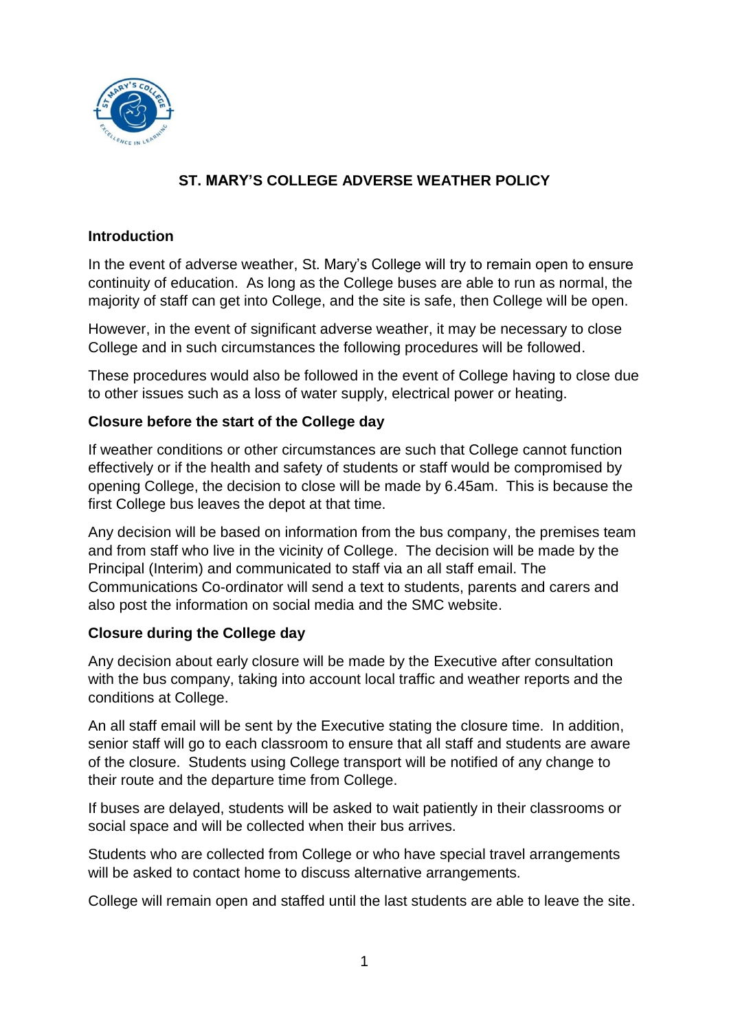# ST. MARY'S COLLEGE ADVERSE WEATHER POLICY

## Introduction

In the event of adverse weather, St. Mary's College will try to remain open to ensure continuity of education. As long as the College buses are able to run as normal, the majority of staff can get into College, and the site is safe, then College will be open.

However, in the event of significant adverse weather, it may be necessary to close College and in such circumstances the following procedures will be followed.

These procedures would also be followed in the event of College having to close due to other issues such as a loss of water supply, electrical power or heating.

## Closure before the start of the College day

If weather conditions or other circumstances are such that College cannot function effectively or if the health and safety of students or staff would be compromised by opening College, the decision to close will be made by 6.45am. This is because the first College bus leaves the depot at that time.

Any decision will be based on information from the bus company, the premises team and from staff who live in the vicinity of College. The decision will be made by the Principal (Interim) and communicated to staff via an all staff email. The Communications Co-ordinator will send a text to students, parents and carers and also post the information on social media and the SMC website.

## Closure during the College day

Any decision about early closure will be made by the Executive after consultation with the bus company, taking into account local traffic and weather reports and the conditions at College.

An all staff email will be sent by the Executive stating the closure time. In addition, senior staff will go to each classroom to ensure that all staff and students are aware of the closure. Students using College transport will be notified of any change to their route and the departure time from College.

If buses are delayed, students will be asked to wait patiently in their classrooms or social space and will be collected when their bus arrives.

Students who are collected from College or who have special travel arrangements will be asked to contact home to discuss alternative arrangements.

College will remain open and staffed until the last students are able to leave the site.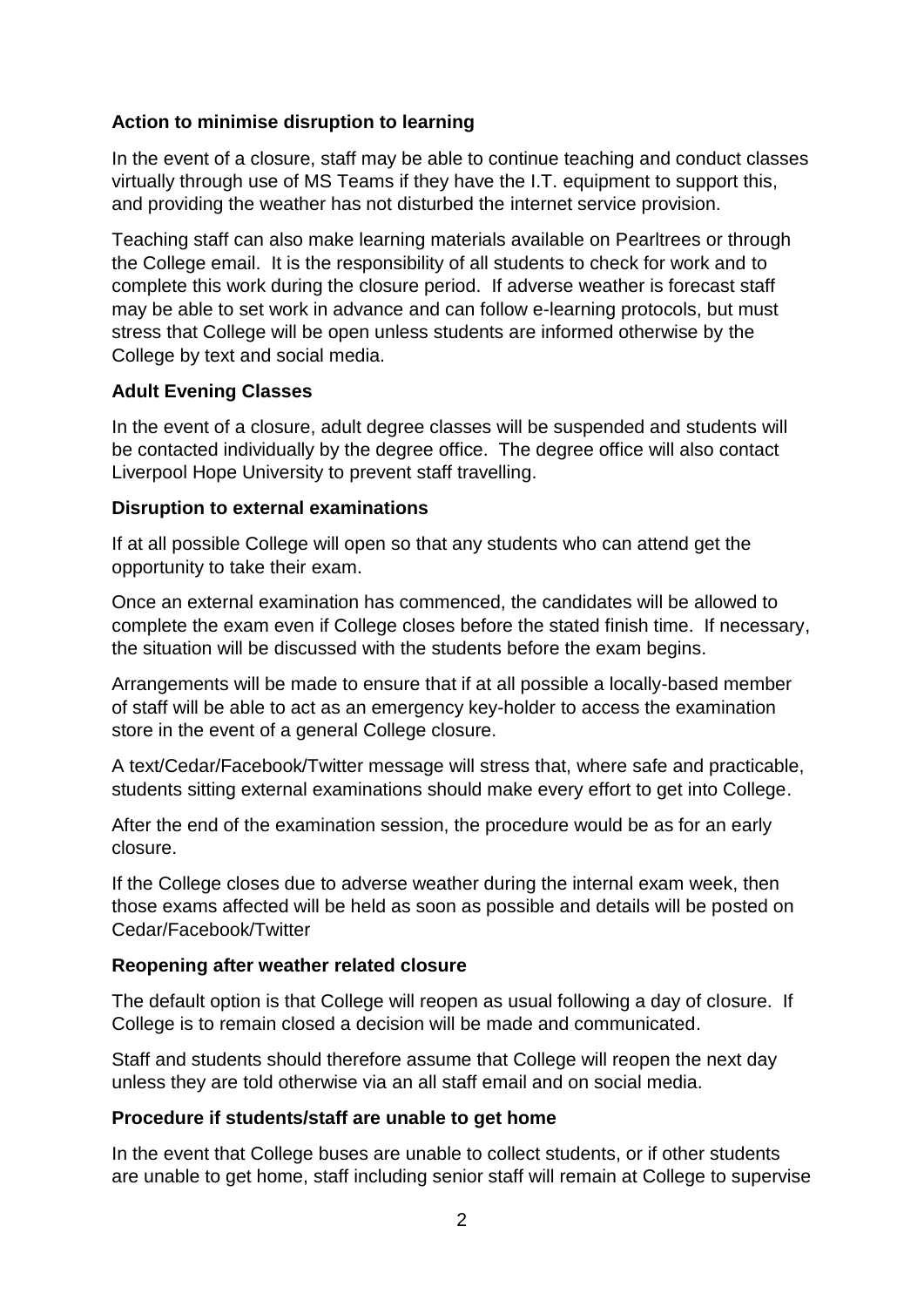**Action to minimise disruption to learning**

In the event of a closure, staff may be able to continue teaching and conduct classes virtually through use of MS Teams if they have the I.T. equipment to support this, and providing the weather has not disturbed the internet service provision.

Teaching staff can also make learning materials available on Pearltrees or through the College email. It is the responsibility of all students to check for work and to complete this work during the closure period. If adverse weather is forecast staff may be able to set work in advance and can follow e-learning protocols, but must stress that College will be open unless students are informed otherwise by the College by text and social media.

**Adult Evening Classes**

In the event of a closure, adult degree classes will be suspended and students will be contacted individually by the degree office. The degree office will also contact Liverpool Hope University to prevent staff travelling.

**Disruption to external examinations**

If at all possible College will open so that any students who can attend get the opportunity to take their exam.

Once an external examination has commenced, the candidates will be allowed to complete the exam even if College closes before the stated finish time. If necessary, the situation will be discussed with the students before the exam begins.

Arrangements will be made to ensure that if at all possible a locally-based member of staff will be able to act as an emergency key-holder to access the examination store in the event of a general College closure.

A text/Cedar/Facebook/Twitter message will stress that, where safe and practicable, students sitting external examinations should make every effort to get into College.

After the end of the examination session, the procedure would be as for an early closure.

If the College closes due to adverse weather during the internal exam week, then those exams affected will be held as soon as possible and details will be posted on Cedar/Facebook/Twitter

**Reopening after weather related closure**

The default option is that College will reopen as usual following a day of closure. If College is to remain closed a decision will be made and communicated.

Staff and students should therefore assume that College will reopen the next day unless they are told otherwise via an all staff email and on social media.

**Procedure if students/staff are unable to get home**

In the event that College buses are unable to collect students, or if other students are unable to get home, staff including senior staff will remain at College to supervise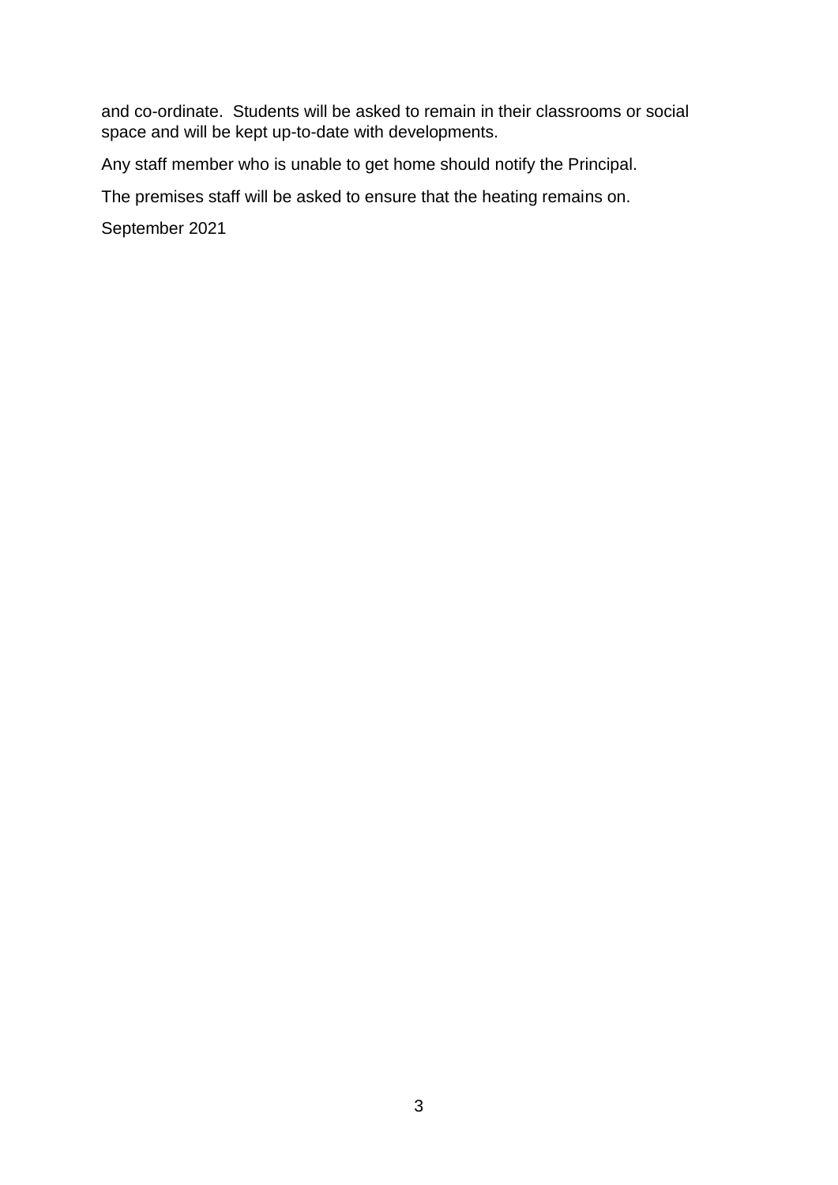and co-ordinate. Students will be asked to remain in their classrooms or social space and will be kept up-to-date with developments.

Any staff member who is unable to get home should notify the Principal.

The premises staff will be asked to ensure that the heating remains on.

September 2021